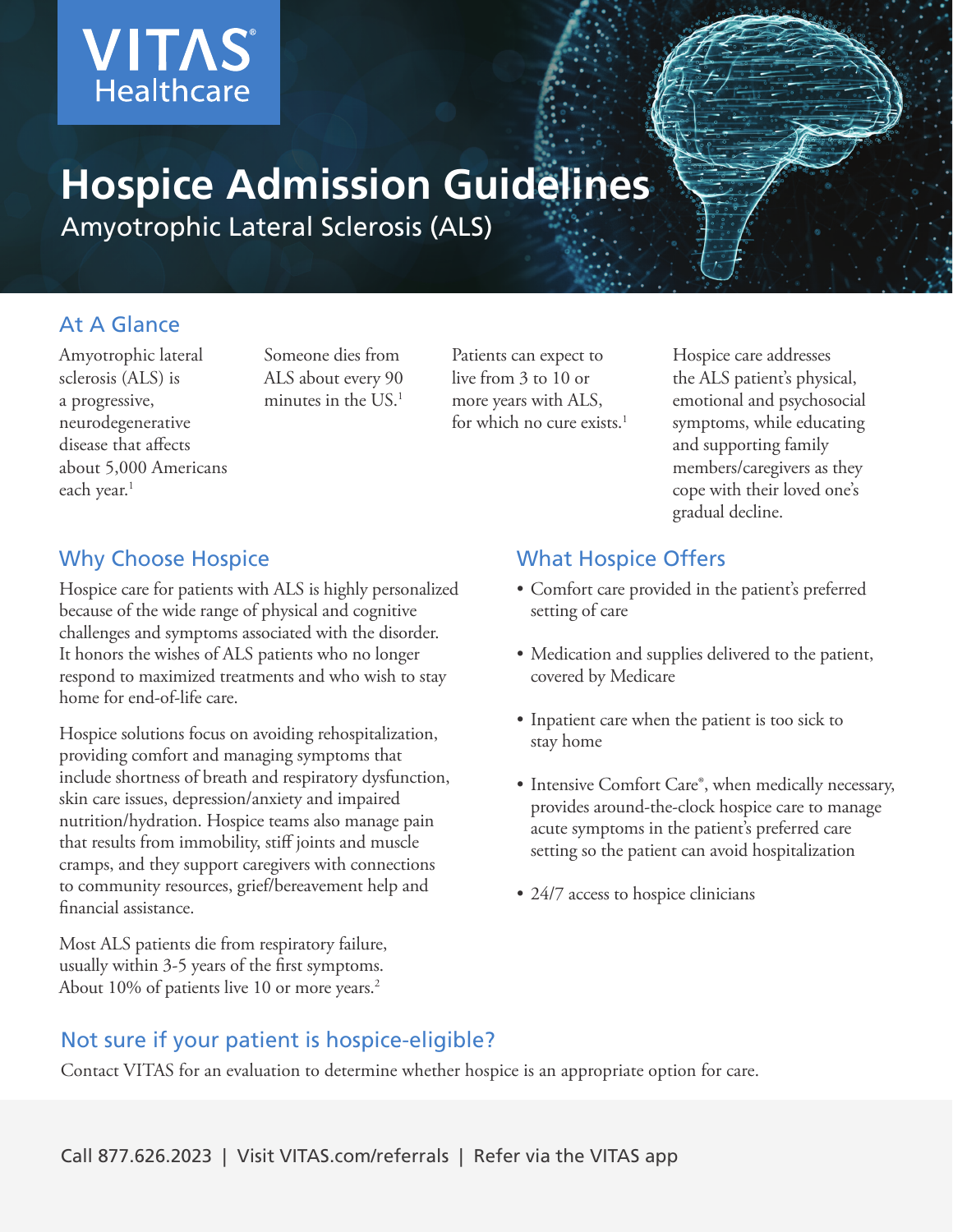VITAS® Healthcare

# Hospice Admission Guidelines

## Amyotrophic Lateral Sclerosis (ALS)

### At A Glance

Amyotrophic lateral sclerosis (ALS) is a progressive, neurodegenerative disease that affects about 5,000 Americans each year.[1]

Someone dies from ALS about every 90 minutes in the US.[1]

Patients can expect to live from 3 to 10 or more years with ALS, for which no cure exists.[1]

Hospice care addresses the ALS patient's physical, emotional and psychosocial symptoms, while educating and supporting family members/caregivers as they cope with their loved one's gradual decline.

### Why Choose Hospice

Hospice care for patients with ALS is highly personalized because of the wide range of physical and cognitive challenges and symptoms associated with the disorder. It honors the wishes of ALS patients who no longer respond to maximized treatments and who wish to stay home for end-of-life care.

Hospice solutions focus on avoiding rehospitalization, providing comfort and managing symptoms that include shortness of breath and respiratory dysfunction, skin care issues, depression/anxiety and impaired nutrition/hydration. Hospice teams also manage pain that results from immobility, stiff joints and muscle cramps, and they support caregivers with connections to community resources, grief/bereavement help and financial assistance.

Most ALS patients die from respiratory failure, usually within 3-5 years of the first symptoms. About 10% of patients live 10 or more years.[2]

### What Hospice Offers

- Comfort care provided in the patient's preferred setting of care
- Medication and supplies delivered to the patient, covered by Medicare
- Inpatient care when the patient is too sick to stay home
- Intensive Comfort Care®, when medically necessary, provides around-the-clock hospice care to manage acute symptoms in the patient's preferred care setting so the patient can avoid hospitalization
- 24/7 access to hospice clinicians

### Not sure if your patient is hospice-eligible?

Contact VITAS for an evaluation to determine whether hospice is an appropriate option for care.

Call 877.626.2023 | Visit VITAS.com/referrals | Refer via the VITAS app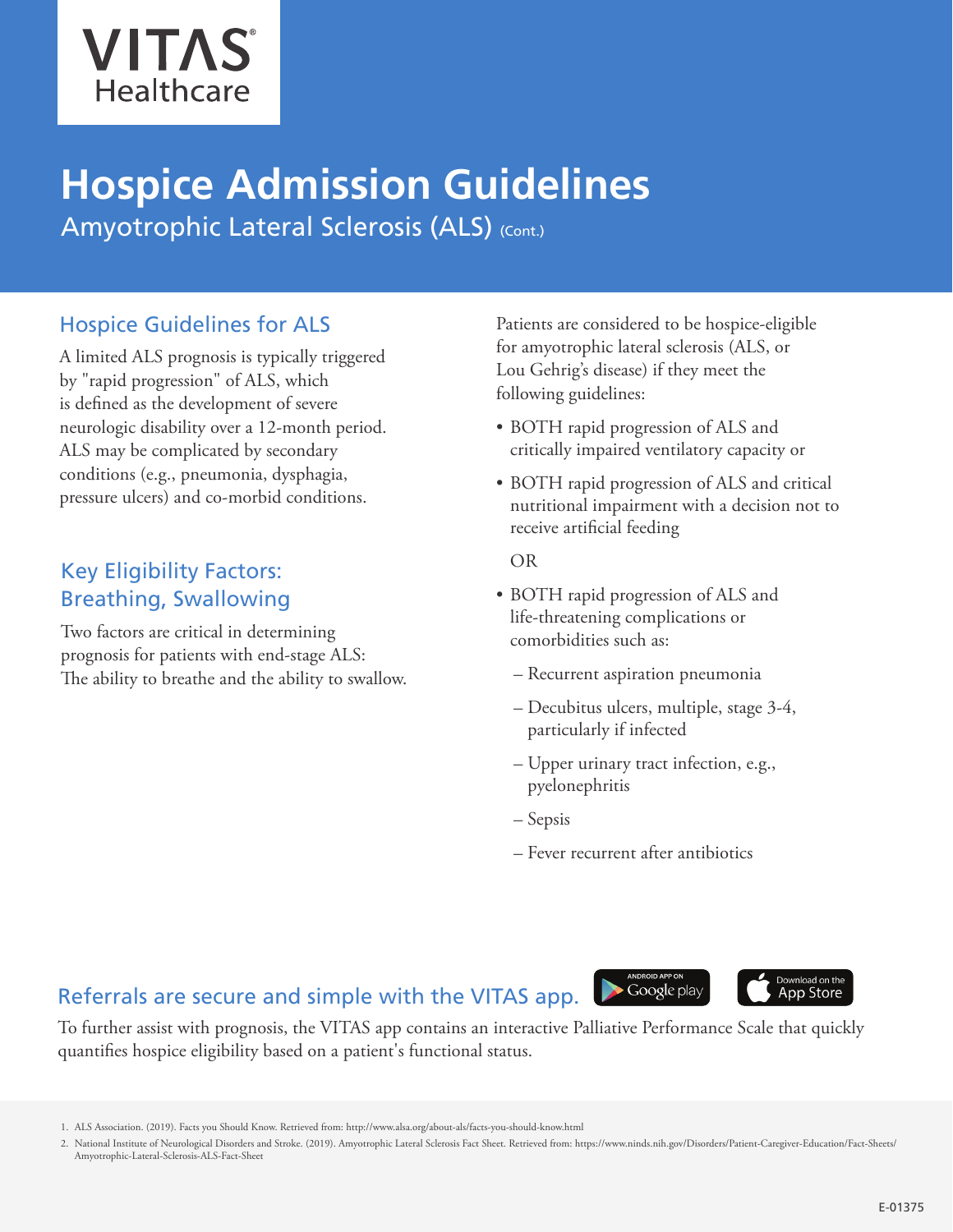# Hospice Admission Guidelines

## Amyotrophic Lateral Sclerosis (ALS) (Cont.)

### Hospice Guidelines for ALS

A limited ALS prognosis is typically triggered by "rapid progression" of ALS, which is defined as the development of severe neurologic disability over a 12-month period. ALS may be complicated by secondary conditions (e.g., pneumonia, dysphagia, pressure ulcers) and co-morbid conditions.

### Key Eligibility Factors: Breathing, Swallowing

Two factors are critical in determining prognosis for patients with end-stage ALS: The ability to breathe and the ability to swallow.

Patients are considered to be hospice-eligible for amyotrophic lateral sclerosis (ALS, or Lou Gehrig's disease) if they meet the following guidelines:

- BOTH rapid progression of ALS and critically impaired ventilatory capacity or
- BOTH rapid progression of ALS and critical nutritional impairment with a decision not to receive artificial feeding

  OR

- BOTH rapid progression of ALS and life-threatening complications or comorbidities such as:
  - Recurrent aspiration pneumonia
  - Decubitus ulcers, multiple, stage 3-4, particularly if infected
  - Upper urinary tract infection, e.g., pyelonephritis
  - Sepsis
  - Fever recurrent after antibiotics

### Referrals are secure and simple with the VITAS app.

To further assist with prognosis, the VITAS app contains an interactive Palliative Performance Scale that quickly quantifies hospice eligibility based on a patient's functional status.

1. ALS Association. (2019). Facts you Should Know. Retrieved from: http://www.alsa.org/about-als/facts-you-should-know.html
2. National Institute of Neurological Disorders and Stroke. (2019). Amyotrophic Lateral Sclerosis Fact Sheet. Retrieved from: https://www.ninds.nih.gov/Disorders/Patient-Caregiver-Education/Fact-Sheets/Amyotrophic-Lateral-Sclerosis-ALS-Fact-Sheet

E-01375